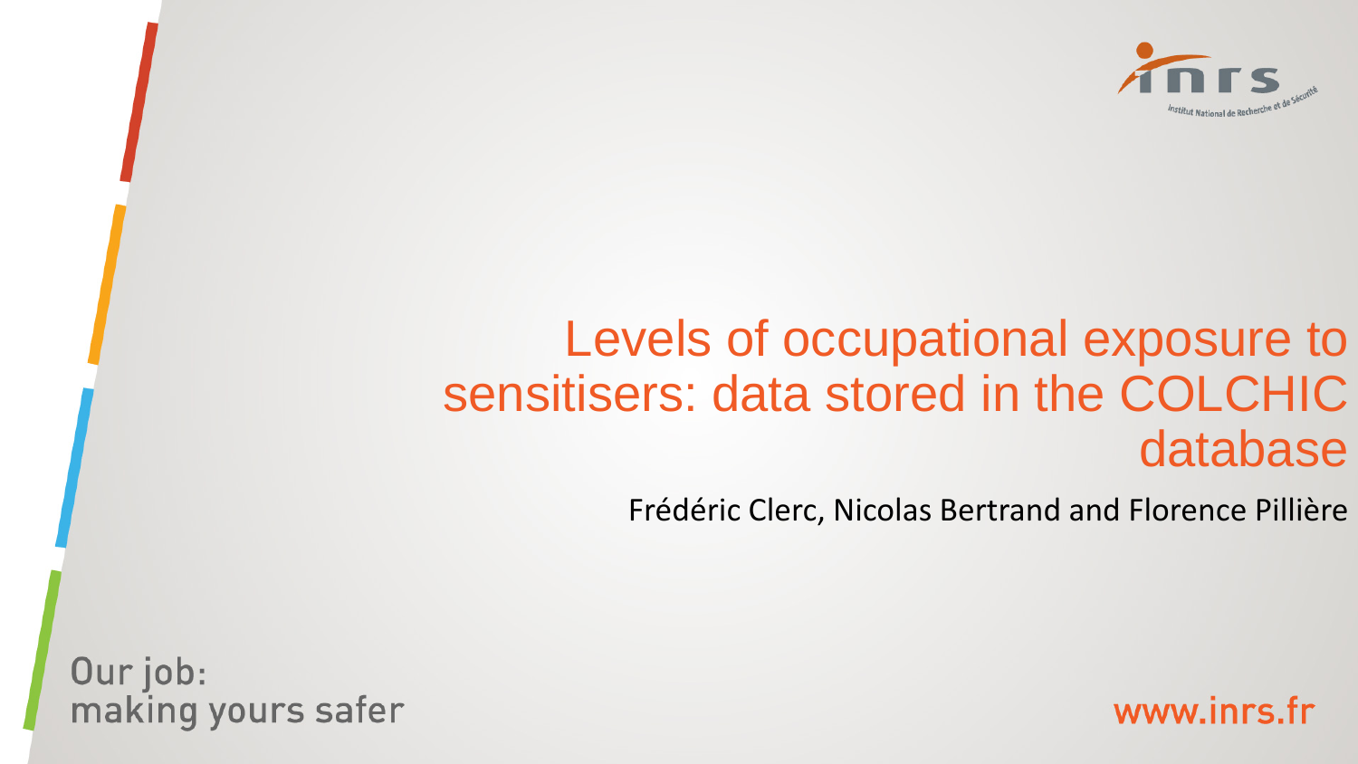# Levels of occupational exposure to sensitisers: data stored in the COLCHIC database

Frédéric Clerc, Nicolas Bertrand and Florence Pillière

Our job: making yours safer

www.inrs.fr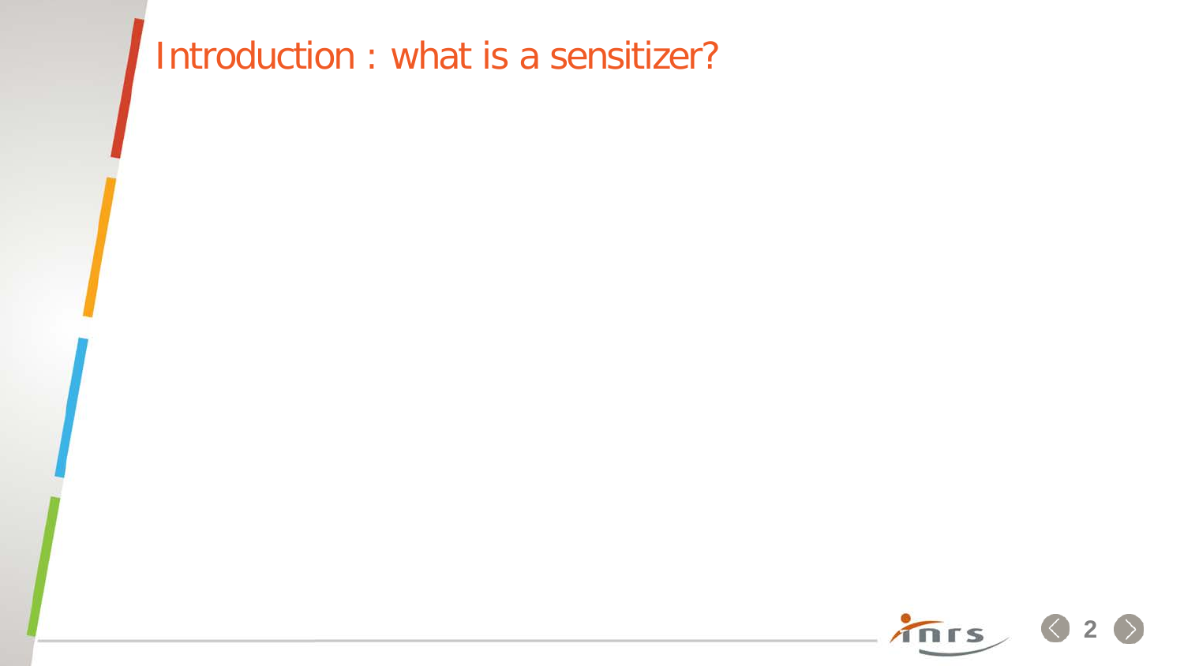# Introduction : what is a sensitizer?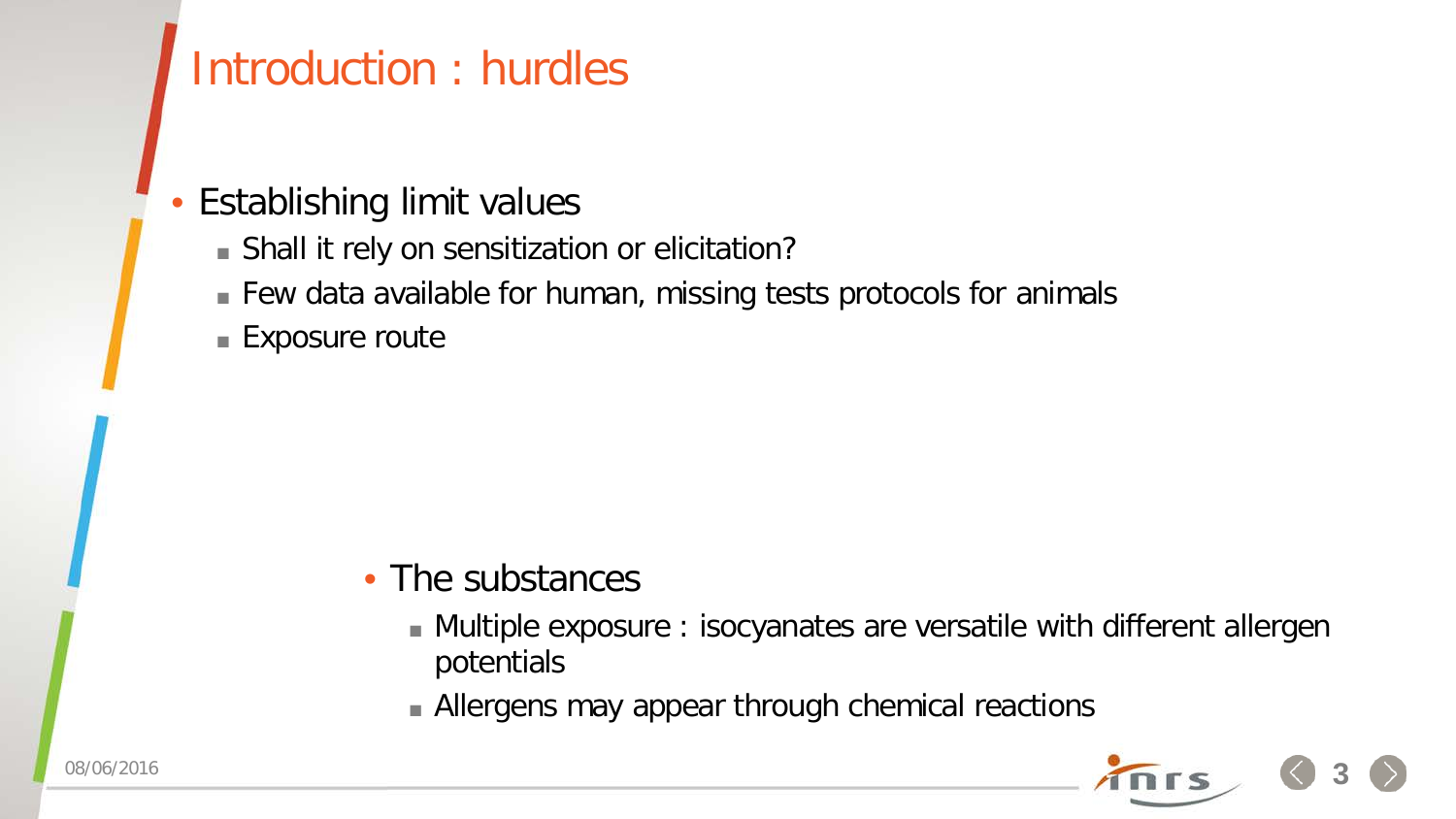# Introduction : hurdles

- Establishing limit values
  - Shall it rely on sensitization or elicitation?
  - Few data available for human, missing tests protocols for animals
  - Exposure route

- The substances
  - Multiple exposure : isocyanates are versatile with different allergen potentials
  - Allergens may appear through chemical reactions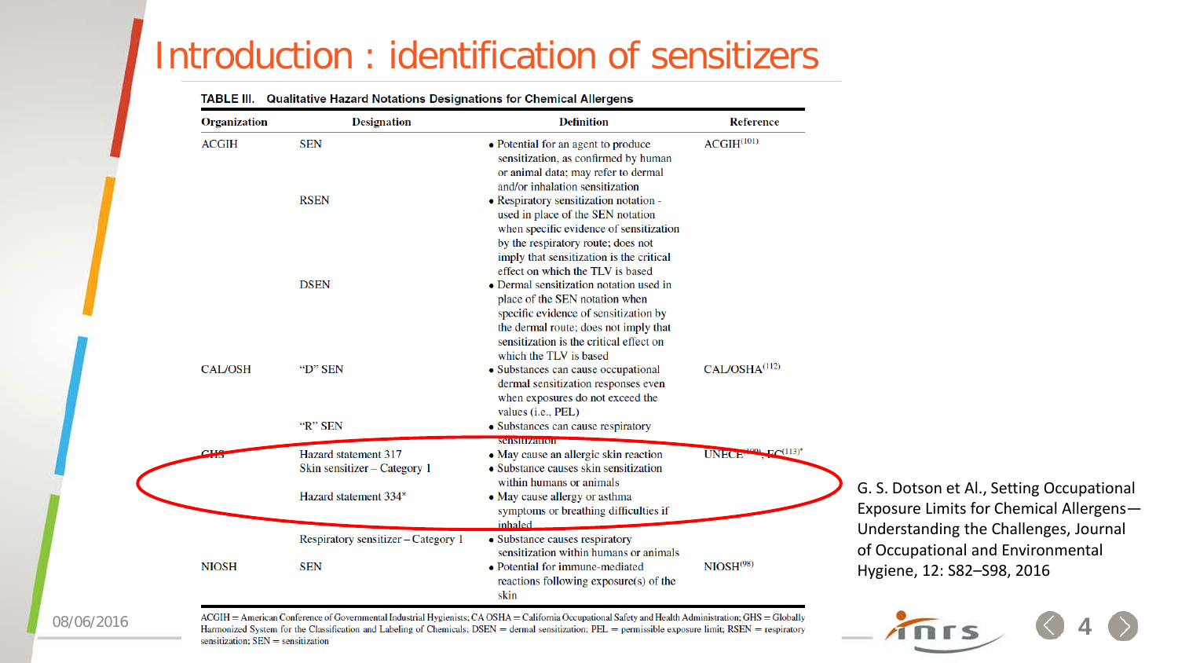# Introduction : identification of sensitizers

**TABLE III. Qualitative Hazard Notations Designations for Chemical Allergens**

| Organization | Designation | Definition | Reference |
|---|---|---|---|
| ACGIH | SEN | • Potential for an agent to produce sensitization, as confirmed by human or animal data; may refer to dermal and/or inhalation sensitization | ACGIH[101] |
| | RSEN | • Respiratory sensitization notation - used in place of the SEN notation when specific evidence of sensitization by the respiratory route; does not imply that sensitization is the critical effect on which the TLV is based | |
| | DSEN | • Dermal sensitization notation used in place of the SEN notation when specific evidence of sensitization by the dermal route; does not imply that sensitization is the critical effect on which the TLV is based | |
| CAL/OSH | "D" SEN | • Substances can cause occupational dermal sensitization responses even when exposures do not exceed the values (i.e., PEL) | CAL/OSHA[112] |
| | "R" SEN | • Substances can cause respiratory sensitization | |
| GHS | Hazard statement 317<br>Skin sensitizer – Category 1 | • May cause an allergic skin reaction<br>• Substance causes skin sensitization within humans or animals | UNECE[99], EC[113]* |
| | Hazard statement 334* | • May cause allergy or asthma symptoms or breathing difficulties if inhaled | |
| | Respiratory sensitizer – Category 1 | • Substance causes respiratory sensitization within humans or animals | |
| NIOSH | SEN | • Potential for immune-mediated reactions following exposure(s) of the skin | NIOSH[98] |

ACGIH = American Conference of Governmental Industrial Hygienists; CA OSHA = California Occupational Safety and Health Administration; GHS = Globally Harmonized System for the Classification and Labeling of Chemicals; DSEN = dermal sensitization; PEL = permissible exposure limit; RSEN = respiratory sensitization; SEN = sensitization

G. S. Dotson et Al., Setting Occupational Exposure Limits for Chemical Allergens—Understanding the Challenges, Journal of Occupational and Environmental Hygiene, 12: S82–S98, 2016

08/06/2016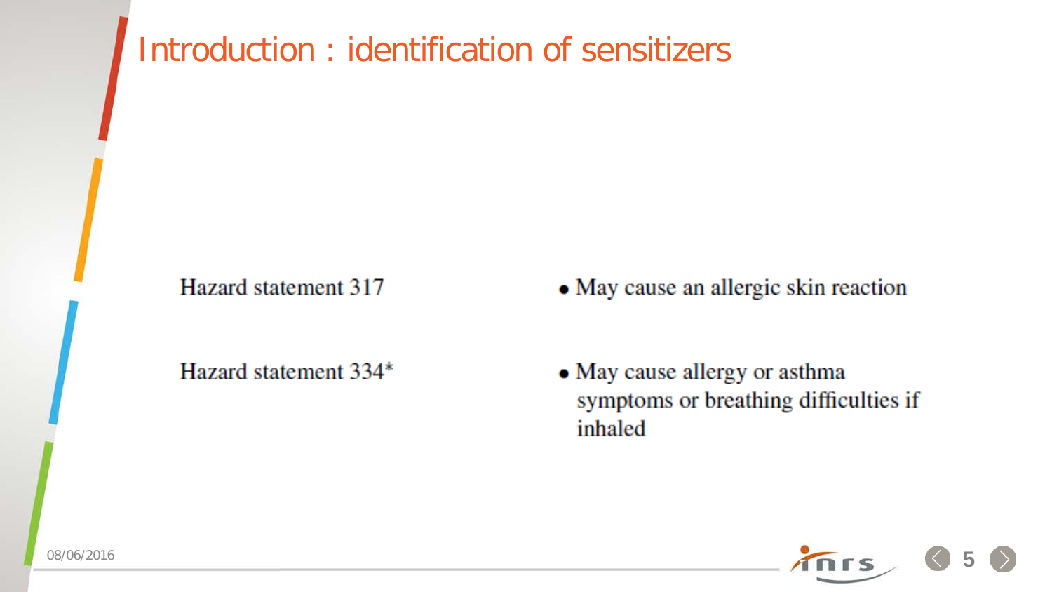# Introduction : identification of sensitizers

| | |
|---|---|
| Hazard statement 317 | • May cause an allergic skin reaction |
| Hazard statement 334* | • May cause allergy or asthma symptoms or breathing difficulties if inhaled |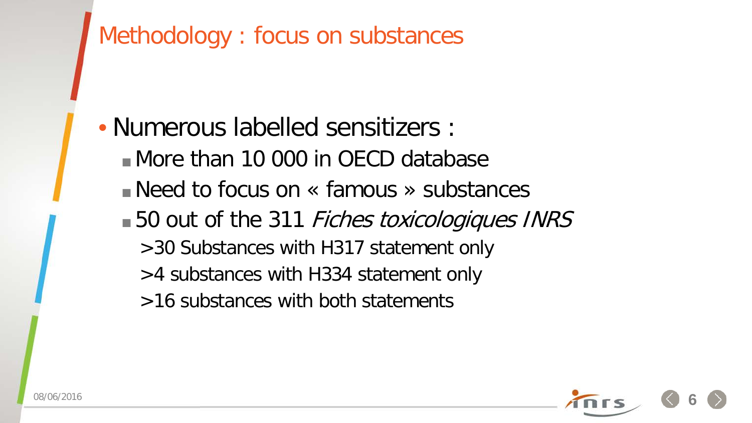# Methodology : focus on substances

- Numerous labelled sensitizers :
  - More than 10 000 in OECD database
  - Need to focus on « famous » substances
  - 50 out of the 311 *Fiches toxicologiques INRS*
    - >30 Substances with H317 statement only
    - >4 substances with H334 statement only
    - >16 substances with both statements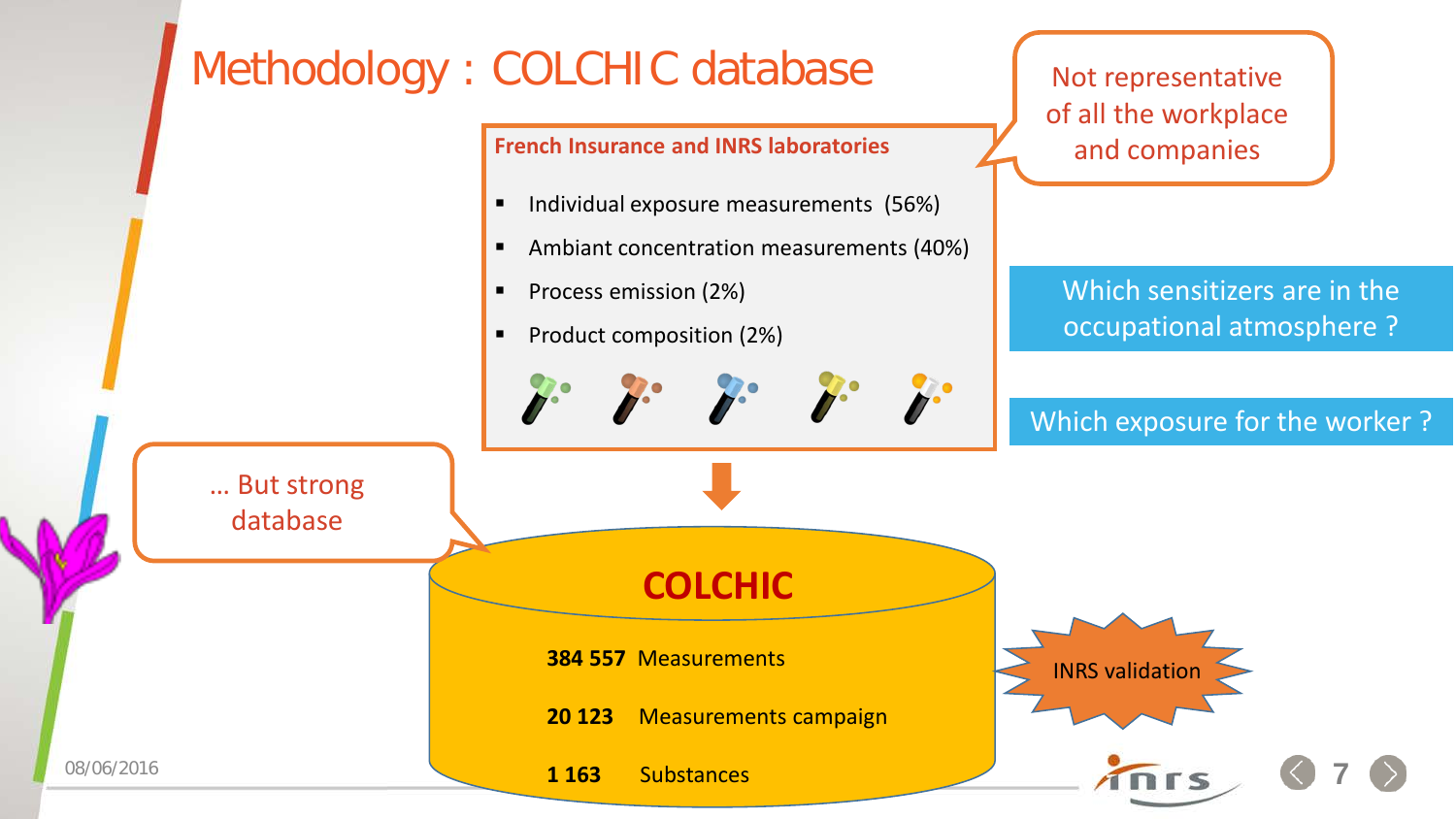# Methodology : COLCHIC database

**French Insurance and INRS laboratories**

- Individual exposure measurements (56%)
- Ambiant concentration measurements (40%)
- Process emission (2%)
- Product composition (2%)

Not representative of all the workplace and companies

Which sensitizers are in the occupational atmosphere ?

Which exposure for the worker ?

... But strong database

**COLCHIC**

**384 557** Measurements

**20 123** Measurements campaign

**1 163** Substances

INRS validation

08/06/2016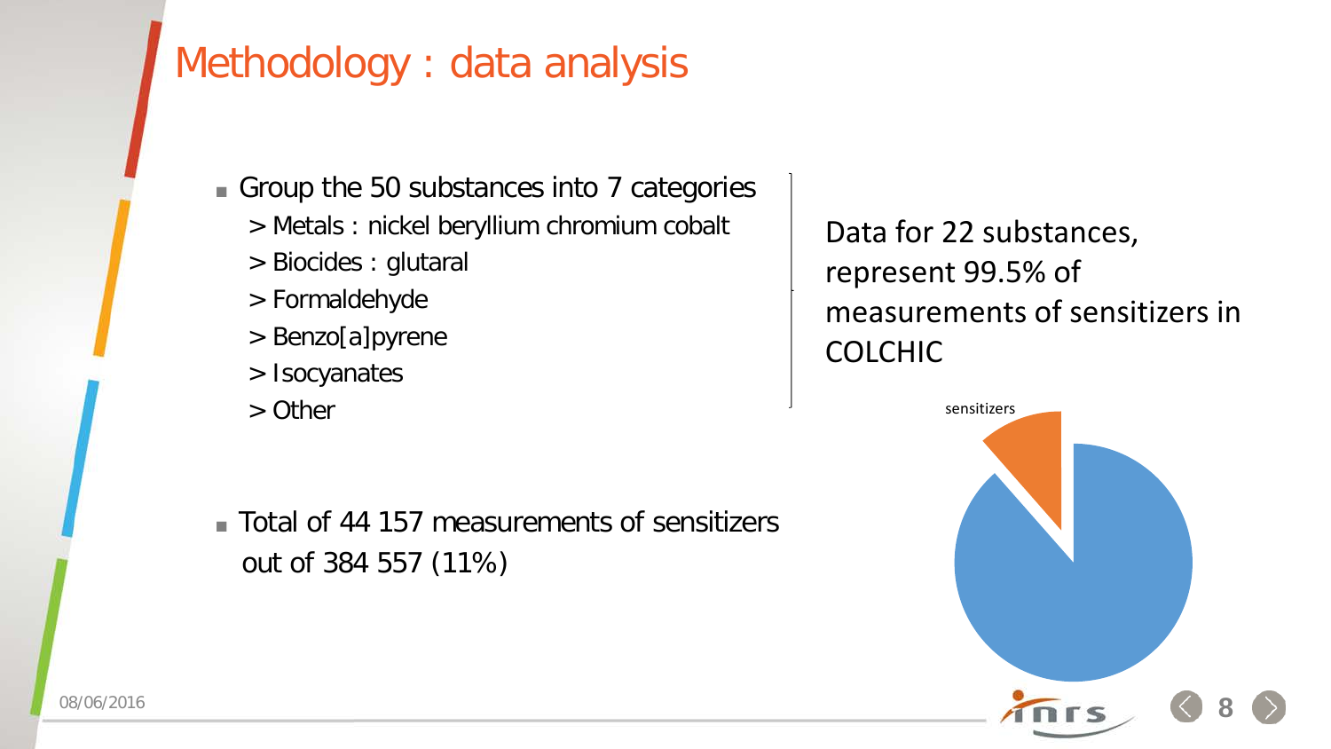# Methodology : data analysis

- Group the 50 substances into 7 categories
  - > Metals : nickel beryllium chromium cobalt
  - > Biocides : glutaral
  - > Formaldehyde
  - > Benzo[a]pyrene
  - > Isocyanates
  - > Other

Data for 22 substances, represent 99.5% of measurements of sensitizers in COLCHIC

sensitizers

- Total of 44 157 measurements of sensitizers out of 384 557 (11%)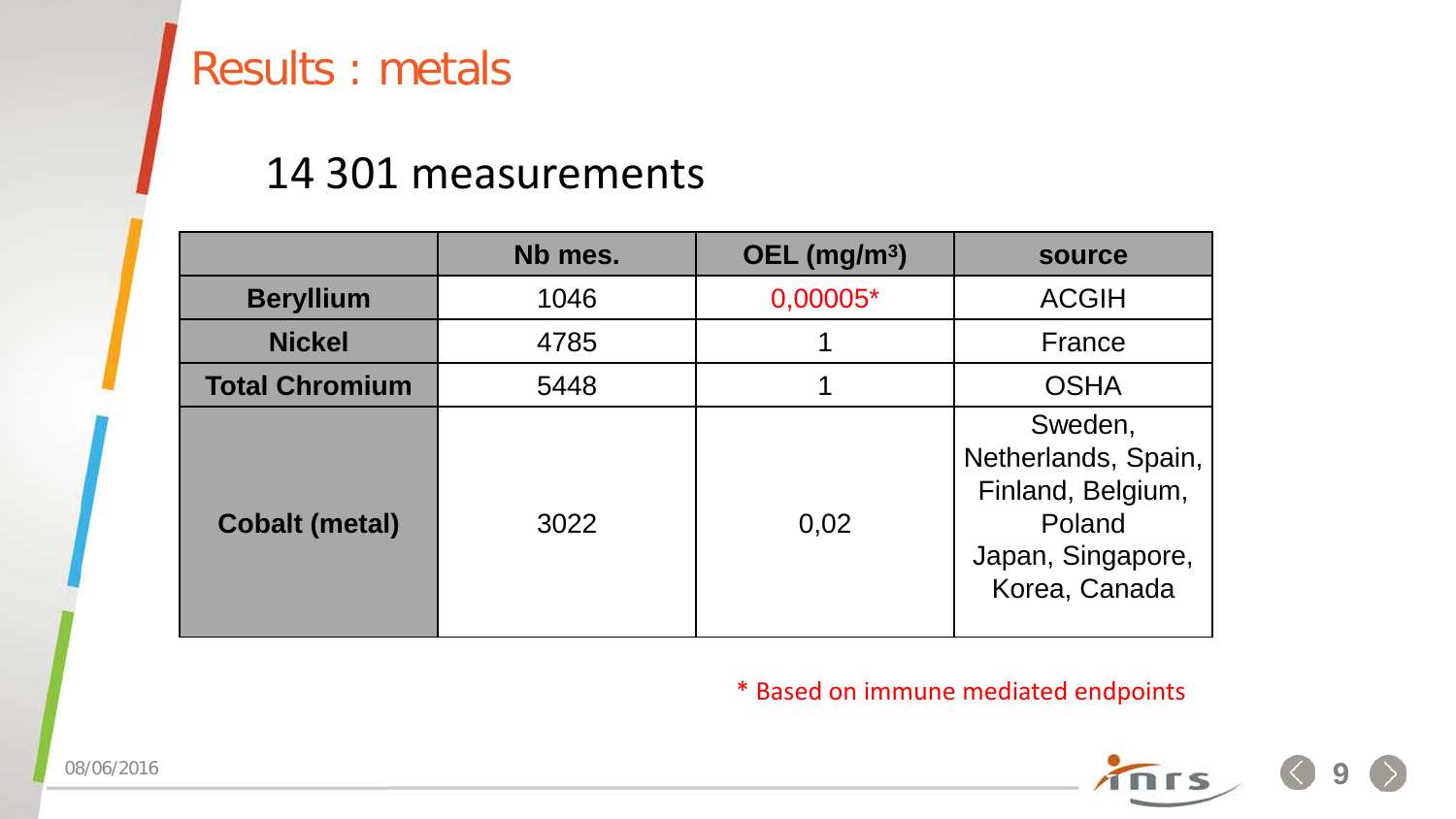# Results : metals

## 14 301 measurements

| | Nb mes. | OEL (mg/m³) | source |
|---|---|---|---|
| **Beryllium** | 1046 | 0,00005* | ACGIH |
| **Nickel** | 4785 | 1 | France |
| **Total Chromium** | 5448 | 1 | OSHA |
| **Cobalt (metal)** | 3022 | 0,02 | Sweden, Netherlands, Spain, Finland, Belgium, Poland Japan, Singapore, Korea, Canada |

* Based on immune mediated endpoints

08/06/2016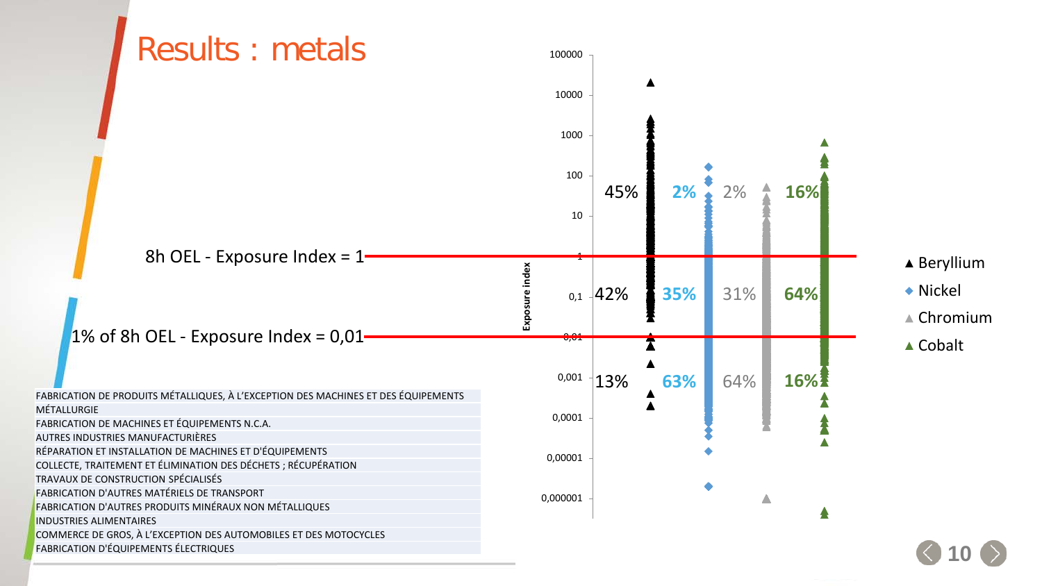# Results : metals

8h OEL - Exposure Index = 1

1% of 8h OEL - Exposure Index = 0,01

| Exposure index range | Beryllium | Nickel | Chromium | Cobalt |
|---|---|---|---|---|
| > 1 | 45% | 2% | 2% | 16% |
| 0,01 – 1 | 42% | 35% | 31% | 64% |
| < 0,01 | 13% | 63% | 64% | 16% |

- FABRICATION DE PRODUITS MÉTALLIQUES, À L'EXCEPTION DES MACHINES ET DES ÉQUIPEMENTS
- MÉTALLURGIE
- FABRICATION DE MACHINES ET ÉQUIPEMENTS N.C.A.
- AUTRES INDUSTRIES MANUFACTURIÈRES
- RÉPARATION ET INSTALLATION DE MACHINES ET D'ÉQUIPEMENTS
- COLLECTE, TRAITEMENT ET ÉLIMINATION DES DÉCHETS ; RÉCUPÉRATION
- TRAVAUX DE CONSTRUCTION SPÉCIALISÉS
- FABRICATION D'AUTRES MATÉRIELS DE TRANSPORT
- FABRICATION D'AUTRES PRODUITS MINÉRAUX NON MÉTALLIQUES
- INDUSTRIES ALIMENTAIRES
- COMMERCE DE GROS, À L'EXCEPTION DES AUTOMOBILES ET DES MOTOCYCLES
- FABRICATION D'ÉQUIPEMENTS ÉLECTRIQUES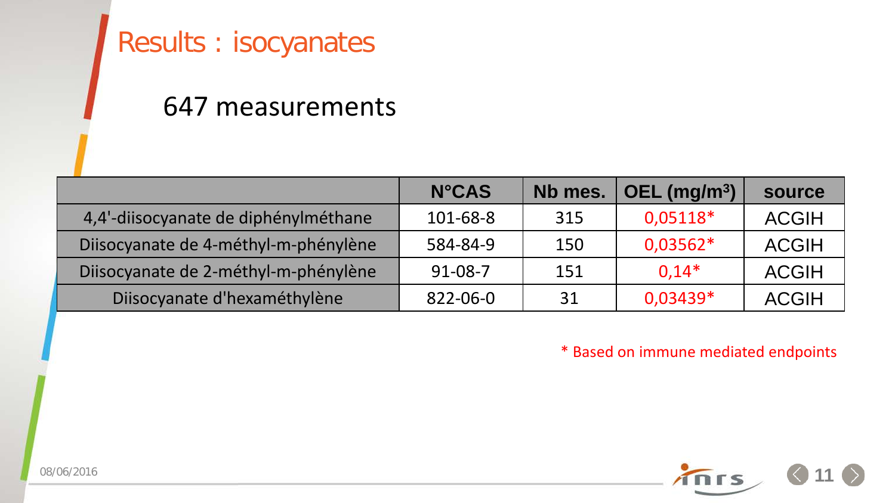# Results : isocyanates

647 measurements

| | N°CAS | Nb mes. | OEL (mg/m³) | source |
|---|---|---|---|---|
| 4,4'-diisocyanate de diphénylméthane | 101-68-8 | 315 | 0,05118* | ACGIH |
| Diisocyanate de 4-méthyl-m-phénylène | 584-84-9 | 150 | 0,03562* | ACGIH |
| Diisocyanate de 2-méthyl-m-phénylène | 91-08-7 | 151 | 0,14* | ACGIH |
| Diisocyanate d'hexaméthylène | 822-06-0 | 31 | 0,03439* | ACGIH |

* Based on immune mediated endpoints

08/06/2016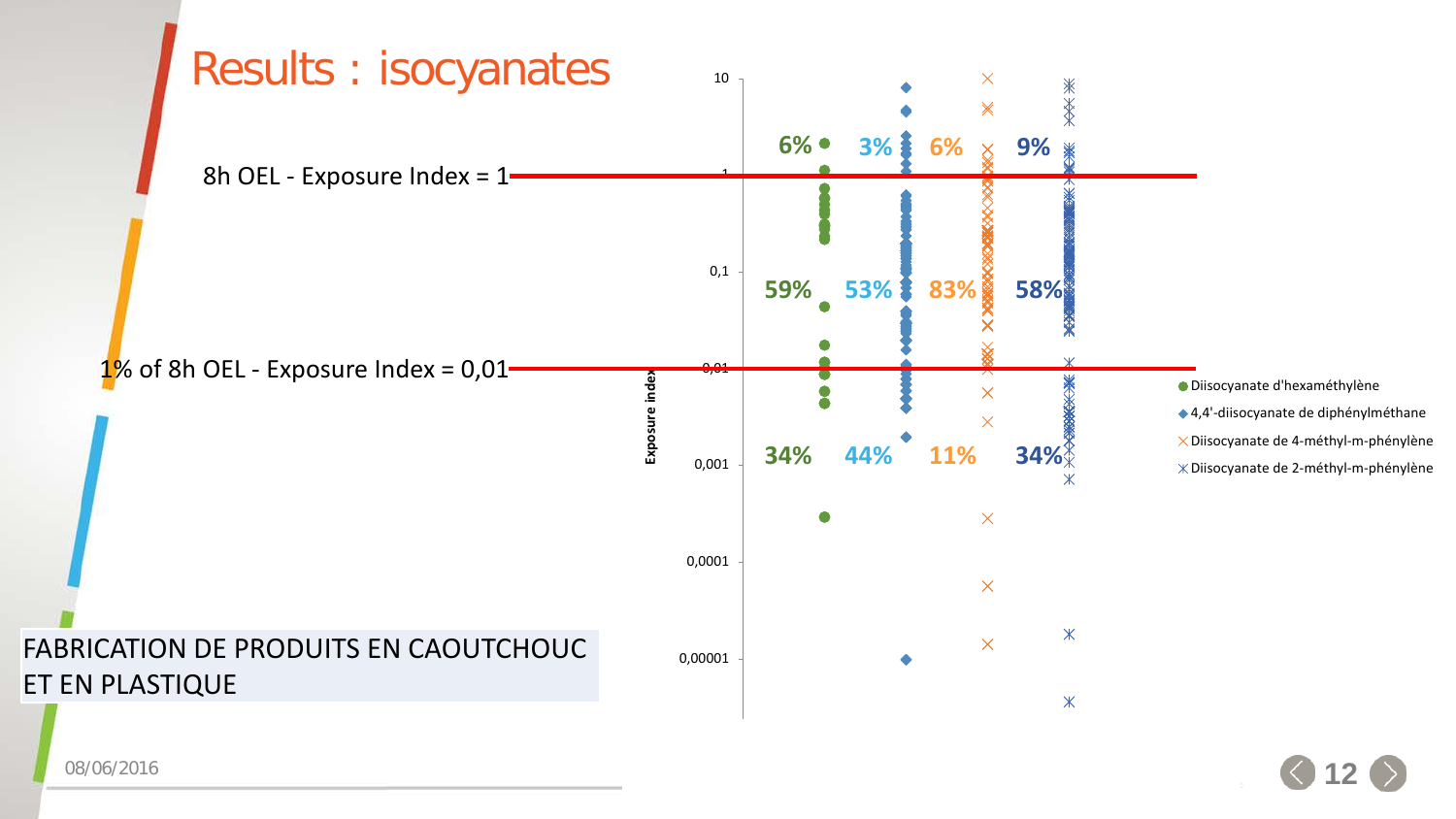# Results : isocyanates

8h OEL - Exposure Index = 1

1% of 8h OEL - Exposure Index = 0,01

Exposure index

| | Diisocyanate d'hexaméthylène | 4,4'-diisocyanate de diphénylméthane | Diisocyanate de 4-méthyl-m-phénylène | Diisocyanate de 2-méthyl-m-phénylène |
|---|---|---|---|---|
| > 1 | 6% | 3% | 6% | 9% |
| 0,01 – 1 | 59% | 53% | 83% | 58% |
| < 0,01 | 34% | 44% | 11% | 34% |

FABRICATION DE PRODUITS EN CAOUTCHOUC ET EN PLASTIQUE

08/06/2016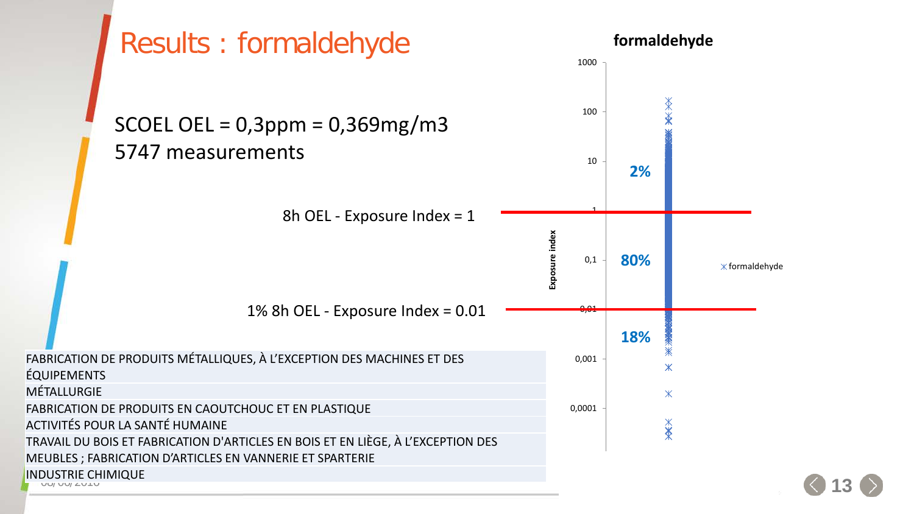# Results : formaldehyde

SCOEL OEL = 0,3ppm = 0,369mg/m3
5747 measurements

8h OEL - Exposure Index = 1

1% 8h OEL - Exposure Index = 0.01

**formaldehyde**

Exposure index

1000
100
10
1
0,1
0,01
0,001
0,0001

**2%**

**80%**

**18%**

formaldehyde

| |
|---|
| FABRICATION DE PRODUITS MÉTALLIQUES, À L'EXCEPTION DES MACHINES ET DES ÉQUIPEMENTS |
| MÉTALLURGIE |
| FABRICATION DE PRODUITS EN CAOUTCHOUC ET EN PLASTIQUE |
| ACTIVITÉS POUR LA SANTÉ HUMAINE |
| TRAVAIL DU BOIS ET FABRICATION D'ARTICLES EN BOIS ET EN LIÈGE, À L'EXCEPTION DES MEUBLES ; FABRICATION D'ARTICLES EN VANNERIE ET SPARTERIE |
| INDUSTRIE CHIMIQUE |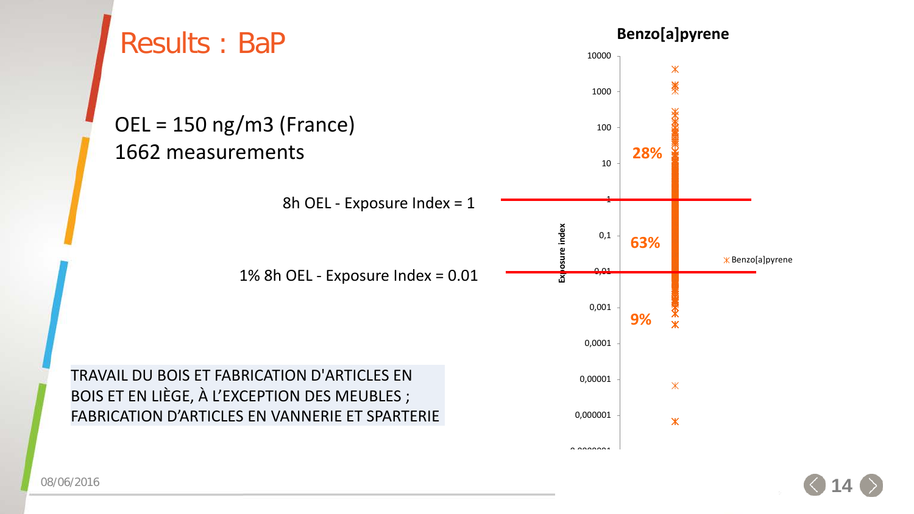# Results : BaP

OEL = 150 ng/m3 (France)
1662 measurements

8h OEL - Exposure Index = 1

1% 8h OEL - Exposure Index = 0.01

TRAVAIL DU BOIS ET FABRICATION D'ARTICLES EN BOIS ET EN LIÈGE, À L'EXCEPTION DES MEUBLES ; FABRICATION D'ARTICLES EN VANNERIE ET SPARTERIE

**Benzo[a]pyrene**

Exposure index

28%

63%

9%

Benzo[a]pyrene

08/06/2016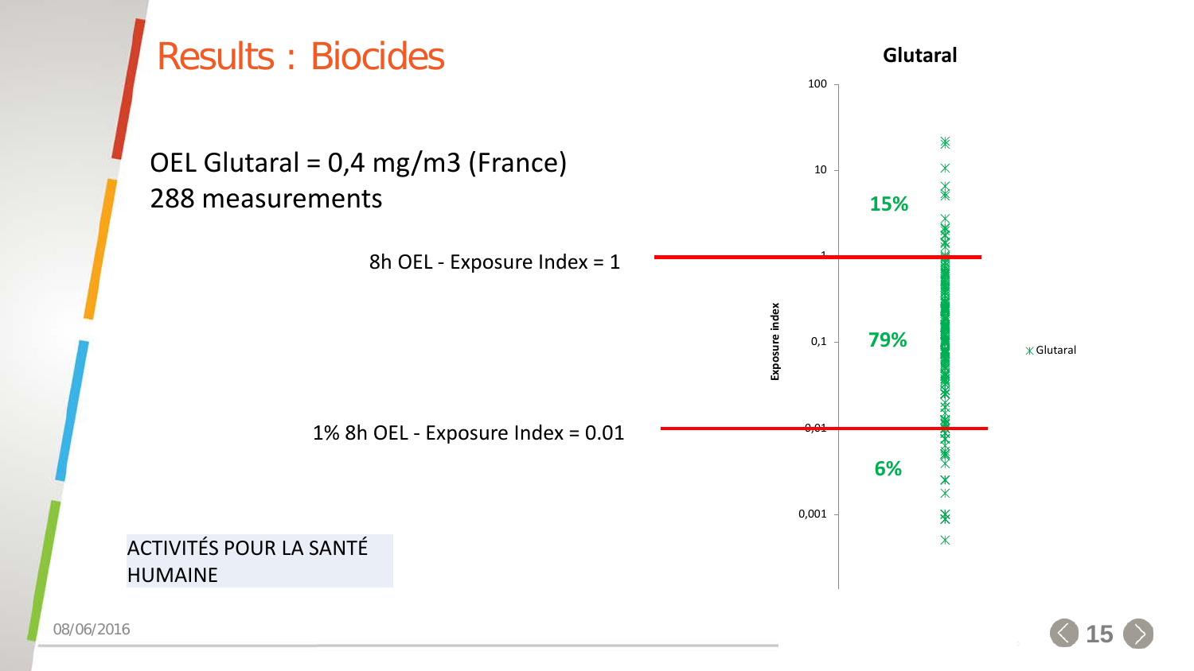# Results : Biocides

OEL Glutaral = 0,4 mg/m3 (France)
288 measurements

8h OEL - Exposure Index = 1

1% 8h OEL - Exposure Index = 0.01

**Glutaral**

Exposure index

100
10
1
0,1
0,01
0,001

15%

79%

6%

Glutaral

ACTIVITÉS POUR LA SANTÉ HUMAINE

08/06/2016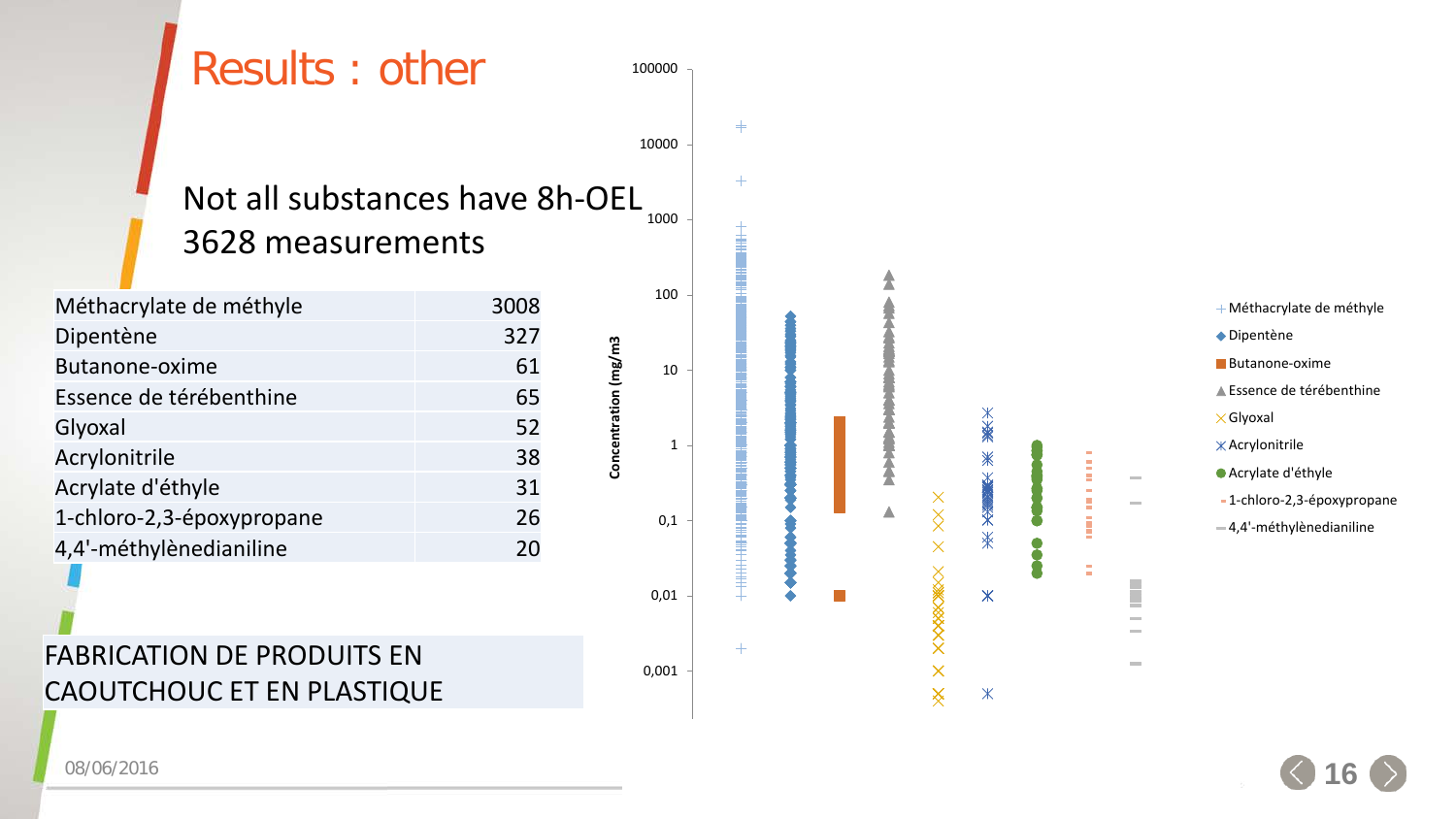# Results : other

Not all substances have 8h-OEL
3628 measurements

| | |
|---|---|
| Méthacrylate de méthyle | 3008 |
| Dipentène | 327 |
| Butanone-oxime | 61 |
| Essence de térébenthine | 65 |
| Glyoxal | 52 |
| Acrylonitrile | 38 |
| Acrylate d'éthyle | 31 |
| 1-chloro-2,3-époxypropane | 26 |
| 4,4'-méthylènedianiline | 20 |

FABRICATION DE PRODUITS EN CAOUTCHOUC ET EN PLASTIQUE

Concentration (mg/m3)

100000, 10000, 1000, 100, 10, 1, 0,1, 0,01, 0,001

- Méthacrylate de méthyle
- Dipentène
- Butanone-oxime
- Essence de térébenthine
- Glyoxal
- Acrylonitrile
- Acrylate d'éthyle
- 1-chloro-2,3-époxypropane
- 4,4'-méthylènedianiline

08/06/2016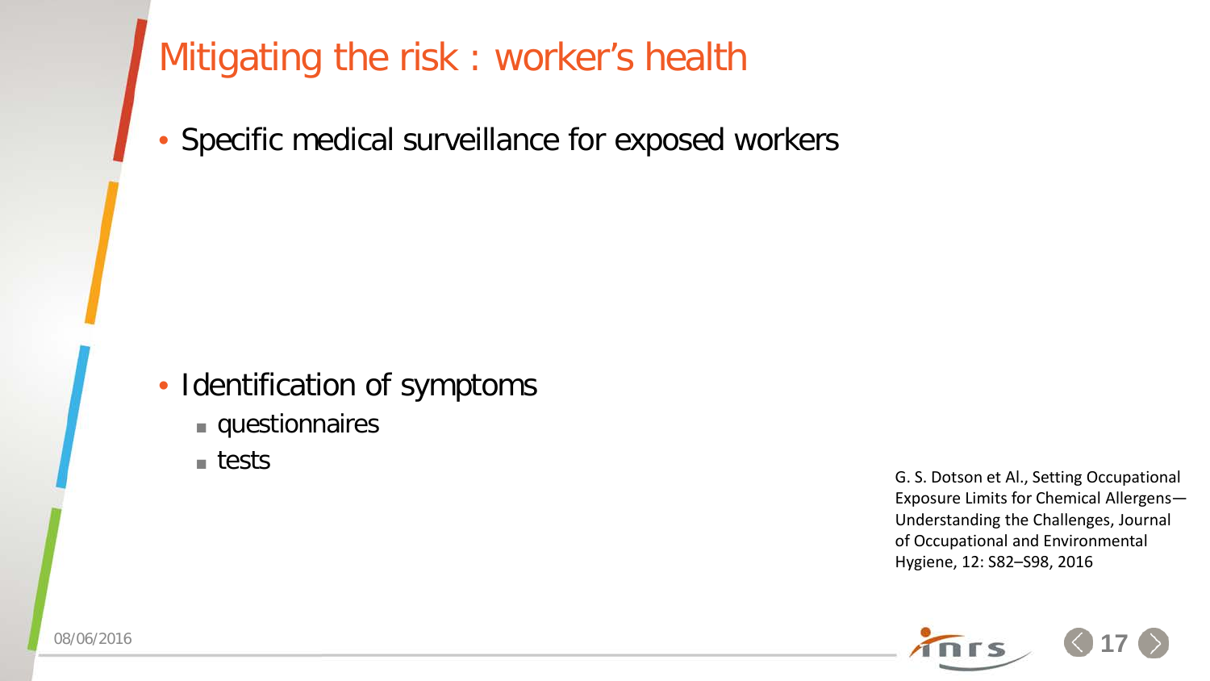# Mitigating the risk : worker's health

- Specific medical surveillance for exposed workers

- Identification of symptoms
  - questionnaires
  - tests

G. S. Dotson et Al., Setting Occupational Exposure Limits for Chemical Allergens—Understanding the Challenges, Journal of Occupational and Environmental Hygiene, 12: S82–S98, 2016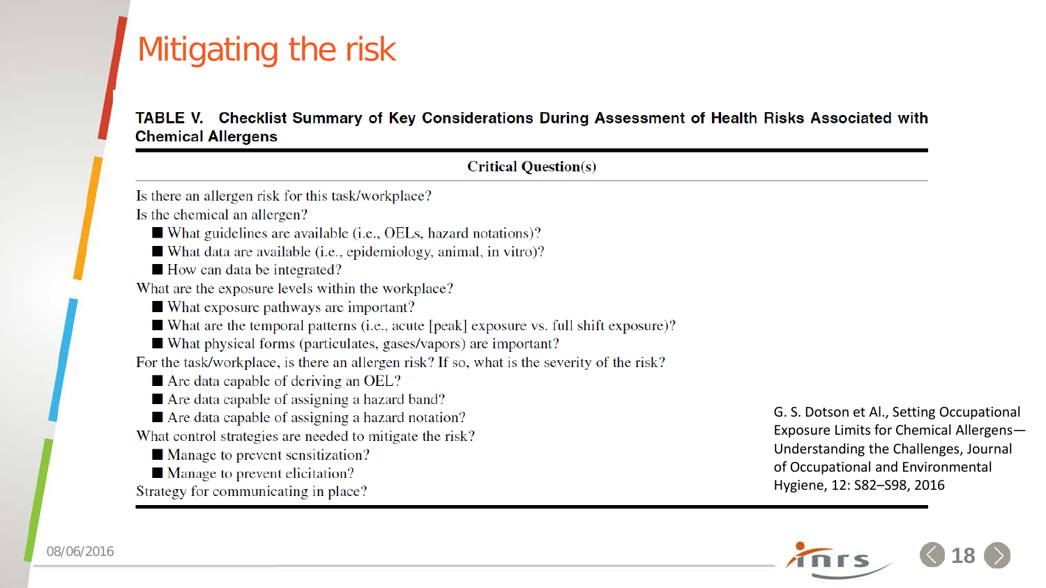# Mitigating the risk

**TABLE V. Checklist Summary of Key Considerations During Assessment of Health Risks Associated with Chemical Allergens**

| Critical Question(s) |
|---|
| Is there an allergen risk for this task/workplace? |
| Is the chemical an allergen? |
| ■ What guidelines are available (i.e., OELs, hazard notations)? |
| ■ What data are available (i.e., epidemiology, animal, in vitro)? |
| ■ How can data be integrated? |
| What are the exposure levels within the workplace? |
| ■ What exposure pathways are important? |
| ■ What are the temporal patterns (i.e., acute [peak] exposure vs. full shift exposure)? |
| ■ What physical forms (particulates, gases/vapors) are important? |
| For the task/workplace, is there an allergen risk? If so, what is the severity of the risk? |
| ■ Are data capable of deriving an OEL? |
| ■ Are data capable of assigning a hazard band? |
| ■ Are data capable of assigning a hazard notation? |
| What control strategies are needed to mitigate the risk? |
| ■ Manage to prevent sensitization? |
| ■ Manage to prevent elicitation? |
| Strategy for communicating in place? |

G. S. Dotson et Al., Setting Occupational Exposure Limits for Chemical Allergens—Understanding the Challenges, Journal of Occupational and Environmental Hygiene, 12: S82–S98, 2016

08/06/2016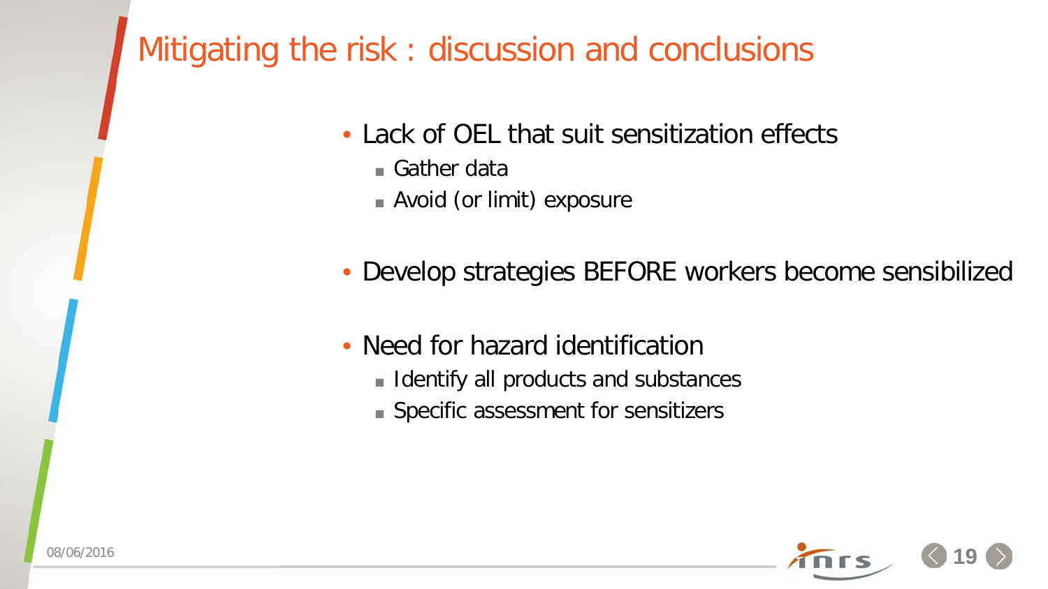# Mitigating the risk : discussion and conclusions

- Lack of OEL that suit sensitization effects
  - Gather data
  - Avoid (or limit) exposure
- Develop strategies BEFORE workers become sensibilized
- Need for hazard identification
  - Identify all products and substances
  - Specific assessment for sensitizers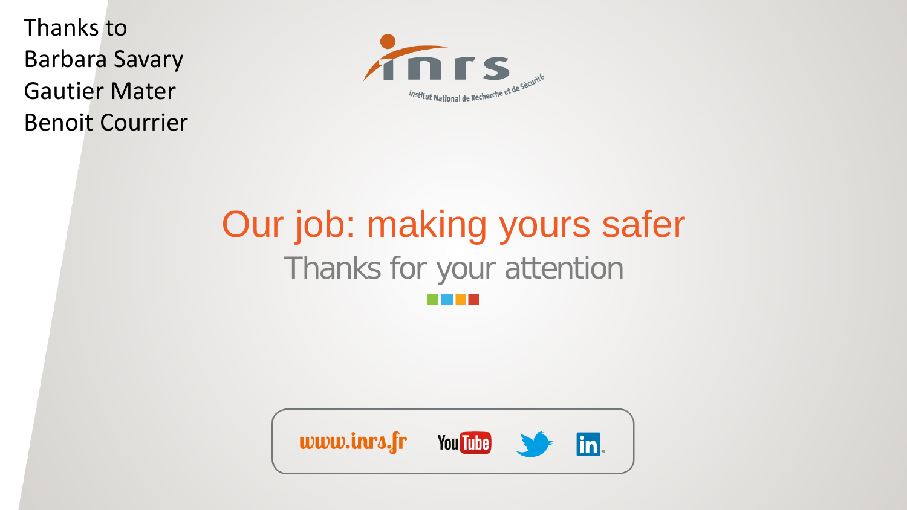Thanks to
Barbara Savary
Gautier Mater
Benoit Courrier

inrs
Institut National de Recherche et de Sécurité

# Our job: making yours safer

Thanks for your attention

www.inrs.fr